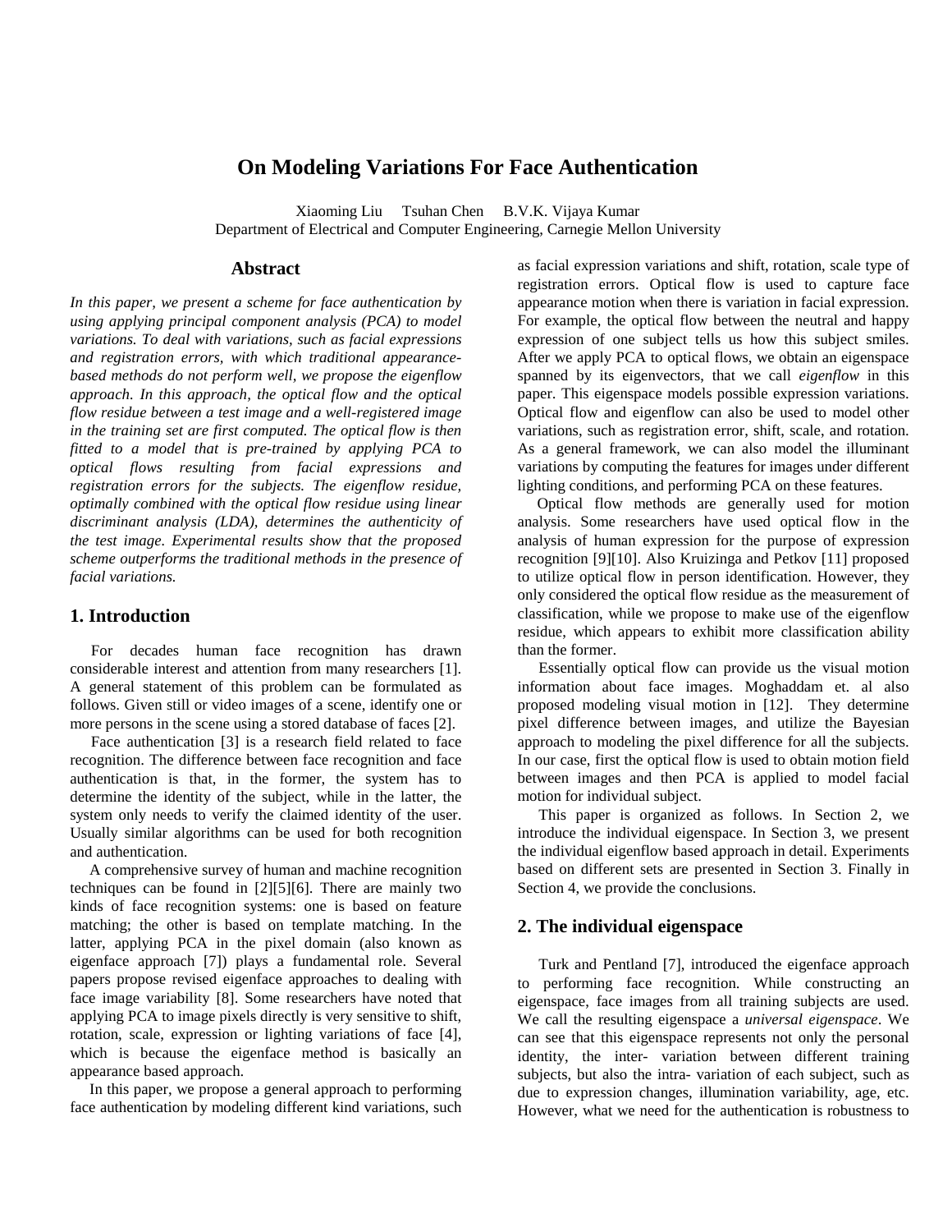# On Modeling Variations For Face Authentication

Xiaoming Liu     Tsuhan Chen     B.V.K. Vijaya Kumar
Department of Electrical and Computer Engineering, Carnegie Mellon University

## Abstract

*In this paper, we present a scheme for face authentication by using applying principal component analysis (PCA) to model variations. To deal with variations, such as facial expressions and registration errors, with which traditional appearance-based methods do not perform well, we propose the eigenflow approach. In this approach, the optical flow and the optical flow residue between a test image and a well-registered image in the training set are first computed. The optical flow is then fitted to a model that is pre-trained by applying PCA to optical flows resulting from facial expressions and registration errors for the subjects. The eigenflow residue, optimally combined with the optical flow residue using linear discriminant analysis (LDA), determines the authenticity of the test image. Experimental results show that the proposed scheme outperforms the traditional methods in the presence of facial variations.*

## 1. Introduction

For decades human face recognition has drawn considerable interest and attention from many researchers [1]. A general statement of this problem can be formulated as follows. Given still or video images of a scene, identify one or more persons in the scene using a stored database of faces [2].

Face authentication [3] is a research field related to face recognition. The difference between face recognition and face authentication is that, in the former, the system has to determine the identity of the subject, while in the latter, the system only needs to verify the claimed identity of the user. Usually similar algorithms can be used for both recognition and authentication.

A comprehensive survey of human and machine recognition techniques can be found in [2][5][6]. There are mainly two kinds of face recognition systems: one is based on feature matching; the other is based on template matching. In the latter, applying PCA in the pixel domain (also known as eigenface approach [7]) plays a fundamental role. Several papers propose revised eigenface approaches to dealing with face image variability [8]. Some researchers have noted that applying PCA to image pixels directly is very sensitive to shift, rotation, scale, expression or lighting variations of face [4], which is because the eigenface method is basically an appearance based approach.

In this paper, we propose a general approach to performing face authentication by modeling different kind variations, such as facial expression variations and shift, rotation, scale type of registration errors. Optical flow is used to capture face appearance motion when there is variation in facial expression. For example, the optical flow between the neutral and happy expression of one subject tells us how this subject smiles. After we apply PCA to optical flows, we obtain an eigenspace spanned by its eigenvectors, that we call *eigenflow* in this paper. This eigenspace models possible expression variations. Optical flow and eigenflow can also be used to model other variations, such as registration error, shift, scale, and rotation. As a general framework, we can also model the illuminant variations by computing the features for images under different lighting conditions, and performing PCA on these features.

Optical flow methods are generally used for motion analysis. Some researchers have used optical flow in the analysis of human expression for the purpose of expression recognition [9][10]. Also Kruizinga and Petkov [11] proposed to utilize optical flow in person identification. However, they only considered the optical flow residue as the measurement of classification, while we propose to make use of the eigenflow residue, which appears to exhibit more classification ability than the former.

Essentially optical flow can provide us the visual motion information about face images. Moghaddam et. al also proposed modeling visual motion in [12]. They determine pixel difference between images, and utilize the Bayesian approach to modeling the pixel difference for all the subjects. In our case, first the optical flow is used to obtain motion field between images and then PCA is applied to model facial motion for individual subject.

This paper is organized as follows. In Section 2, we introduce the individual eigenspace. In Section 3, we present the individual eigenflow based approach in detail. Experiments based on different sets are presented in Section 3. Finally in Section 4, we provide the conclusions.

## 2. The individual eigenspace

Turk and Pentland [7], introduced the eigenface approach to performing face recognition. While constructing an eigenspace, face images from all training subjects are used. We call the resulting eigenspace a *universal eigenspace*. We can see that this eigenspace represents not only the personal identity, the inter- variation between different training subjects, but also the intra- variation of each subject, such as due to expression changes, illumination variability, age, etc. However, what we need for the authentication is robustness to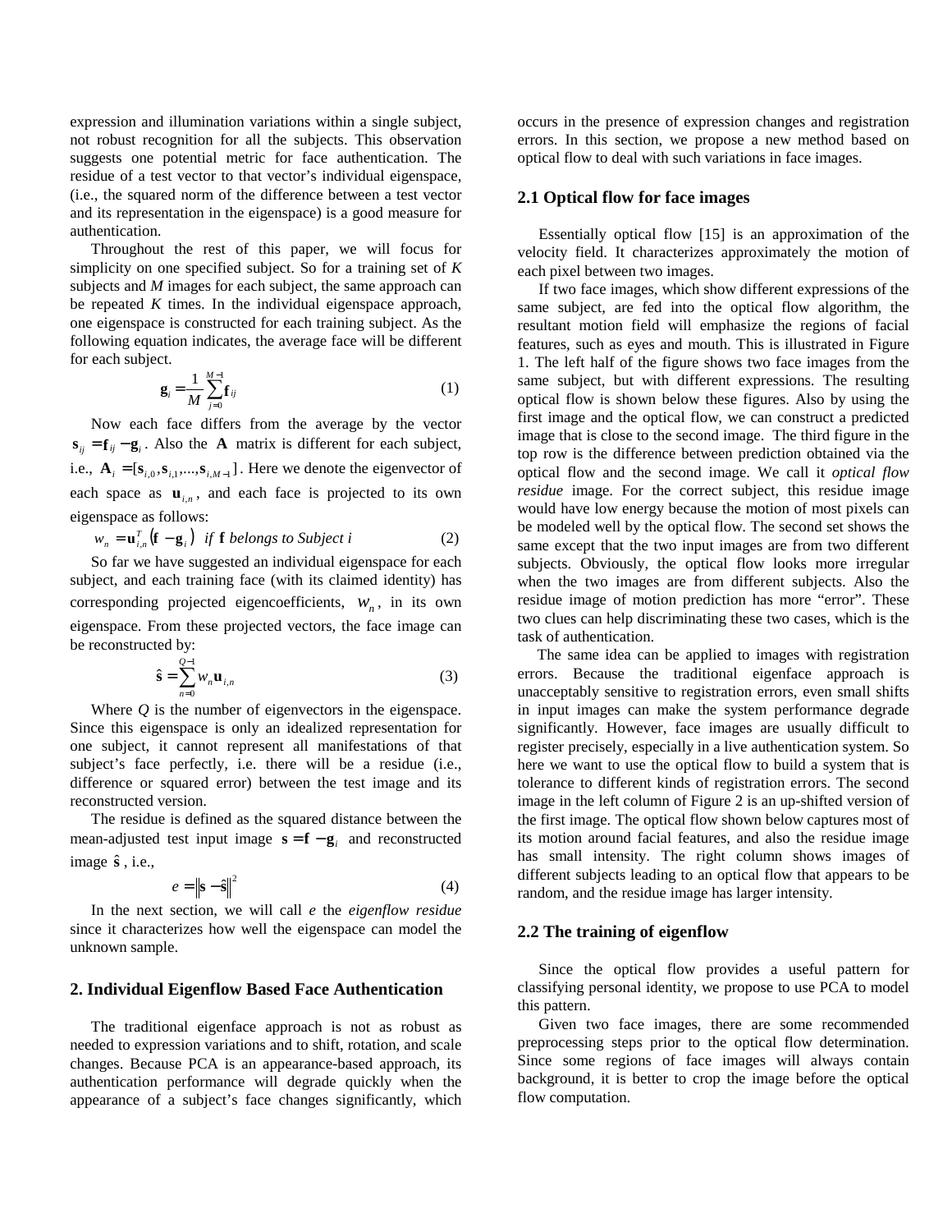expression and illumination variations within a single subject, not robust recognition for all the subjects. This observation suggests one potential metric for face authentication. The residue of a test vector to that vector's individual eigenspace, (i.e., the squared norm of the difference between a test vector and its representation in the eigenspace) is a good measure for authentication.

Throughout the rest of this paper, we will focus for simplicity on one specified subject. So for a training set of *K* subjects and *M* images for each subject, the same approach can be repeated *K* times. In the individual eigenspace approach, one eigenspace is constructed for each training subject. As the following equation indicates, the average face will be different for each subject.

$$\mathbf{g}_i = \frac{1}{M}\sum_{j=0}^{M-1}\mathbf{f}_{ij} \tag{1}$$

Now each face differs from the average by the vector $\mathbf{s}_{ij} = \mathbf{f}_{ij} - \mathbf{g}_i$. Also the $\mathbf{A}$ matrix is different for each subject, i.e., $\mathbf{A}_i = [\mathbf{s}_{i,0}, \mathbf{s}_{i,1}, ..., \mathbf{s}_{i,M-1}]$. Here we denote the eigenvector of each space as $\mathbf{u}_{i,n}$, and each face is projected to its own eigenspace as follows:

$$w_n = \mathbf{u}_{i,n}^T(\mathbf{f} - \mathbf{g}_i) \;\; \textit{if } \mathbf{f} \textit{ belongs to Subject i} \tag{2}$$

So far we have suggested an individual eigenspace for each subject, and each training face (with its claimed identity) has corresponding projected eigencoefficients, $w_n$, in its own eigenspace. From these projected vectors, the face image can be reconstructed by:

$$\hat{\mathbf{s}} = \sum_{n=0}^{Q-1} w_n \mathbf{u}_{i,n} \tag{3}$$

Where *Q* is the number of eigenvectors in the eigenspace. Since this eigenspace is only an idealized representation for one subject, it cannot represent all manifestations of that subject's face perfectly, i.e. there will be a residue (i.e., difference or squared error) between the test image and its reconstructed version.

The residue is defined as the squared distance between the mean-adjusted test input image $\mathbf{s} = \mathbf{f} - \mathbf{g}_i$ and reconstructed image $\hat{\mathbf{s}}$, i.e.,

$$e = \|\mathbf{s} - \hat{\mathbf{s}}\|^2 \tag{4}$$

In the next section, we will call *e* the *eigenflow residue* since it characterizes how well the eigenspace can model the unknown sample.

## 2. Individual Eigenflow Based Face Authentication

The traditional eigenface approach is not as robust as needed to expression variations and to shift, rotation, and scale changes. Because PCA is an appearance-based approach, its authentication performance will degrade quickly when the appearance of a subject's face changes significantly, which occurs in the presence of expression changes and registration errors. In this section, we propose a new method based on optical flow to deal with such variations in face images.

### 2.1 Optical flow for face images

Essentially optical flow [15] is an approximation of the velocity field. It characterizes approximately the motion of each pixel between two images.

If two face images, which show different expressions of the same subject, are fed into the optical flow algorithm, the resultant motion field will emphasize the regions of facial features, such as eyes and mouth. This is illustrated in Figure 1. The left half of the figure shows two face images from the same subject, but with different expressions. The resulting optical flow is shown below these figures. Also by using the first image and the optical flow, we can construct a predicted image that is close to the second image. The third figure in the top row is the difference between prediction obtained via the optical flow and the second image. We call it *optical flow residue* image. For the correct subject, this residue image would have low energy because the motion of most pixels can be modeled well by the optical flow. The second set shows the same except that the two input images are from two different subjects. Obviously, the optical flow looks more irregular when the two images are from different subjects. Also the residue image of motion prediction has more "error". These two clues can help discriminating these two cases, which is the task of authentication.

The same idea can be applied to images with registration errors. Because the traditional eigenface approach is unacceptably sensitive to registration errors, even small shifts in input images can make the system performance degrade significantly. However, face images are usually difficult to register precisely, especially in a live authentication system. So here we want to use the optical flow to build a system that is tolerance to different kinds of registration errors. The second image in the left column of Figure 2 is an up-shifted version of the first image. The optical flow shown below captures most of its motion around facial features, and also the residue image has small intensity. The right column shows images of different subjects leading to an optical flow that appears to be random, and the residue image has larger intensity.

### 2.2 The training of eigenflow

Since the optical flow provides a useful pattern for classifying personal identity, we propose to use PCA to model this pattern.

Given two face images, there are some recommended preprocessing steps prior to the optical flow determination. Since some regions of face images will always contain background, it is better to crop the image before the optical flow computation.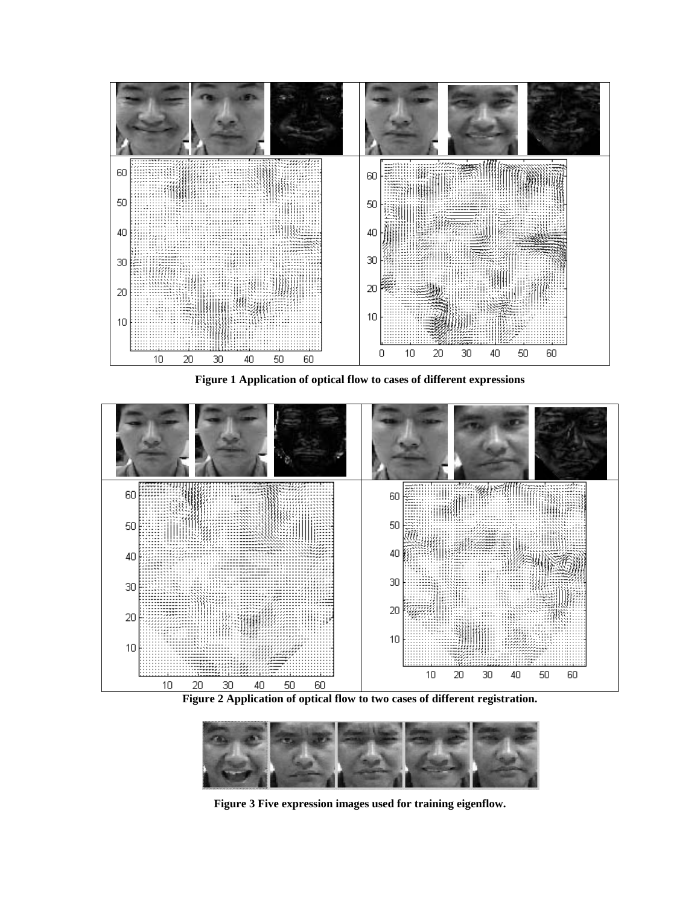**Figure 1 Application of optical flow to cases of different expressions**

**Figure 2 Application of optical flow to two cases of different registration.**

**Figure 3 Five expression images used for training eigenflow.**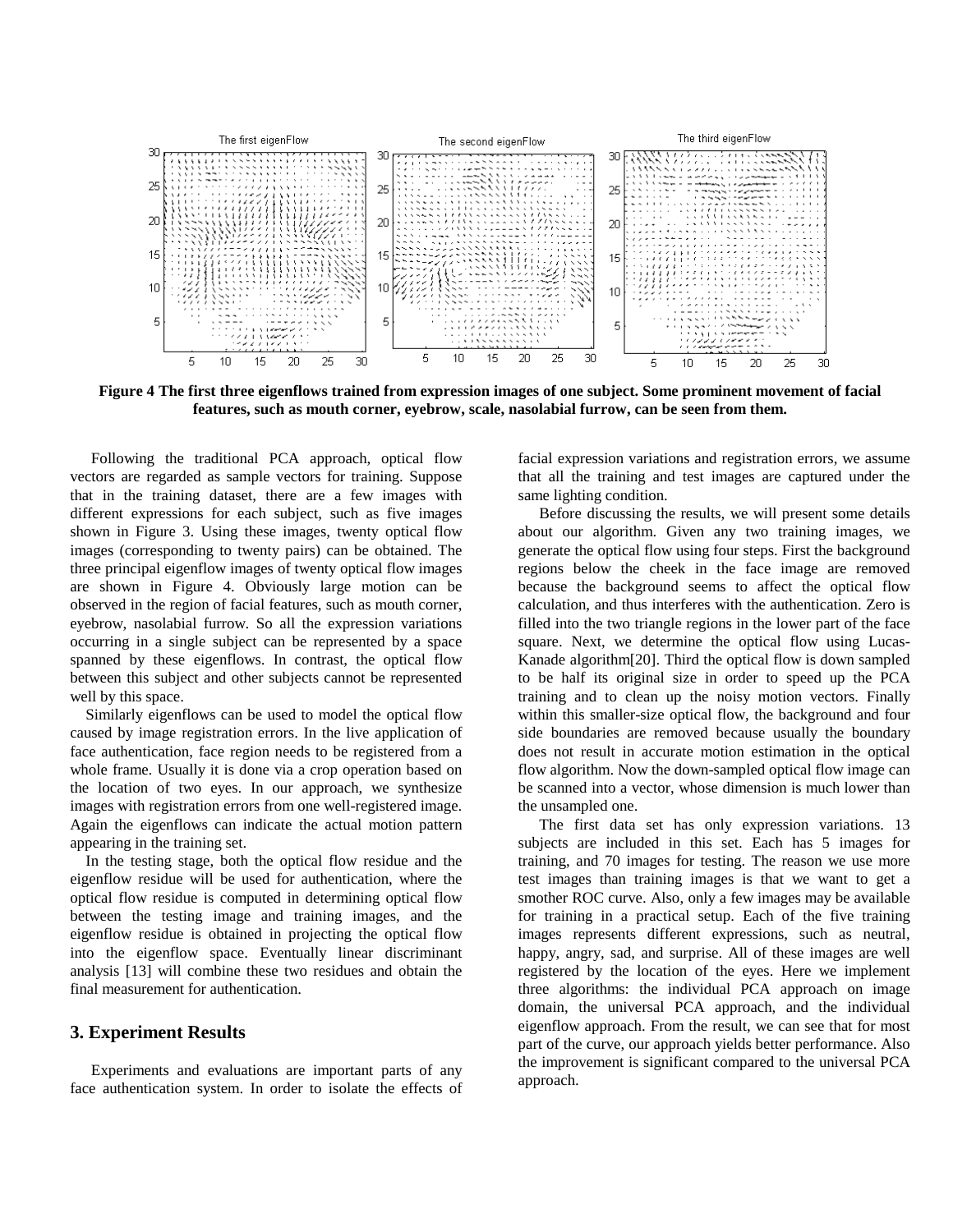**Figure 4 The first three eigenflows trained from expression images of one subject. Some prominent movement of facial features, such as mouth corner, eyebrow, scale, nasolabial furrow, can be seen from them.**

Following the traditional PCA approach, optical flow vectors are regarded as sample vectors for training. Suppose that in the training dataset, there are a few images with different expressions for each subject, such as five images shown in Figure 3. Using these images, twenty optical flow images (corresponding to twenty pairs) can be obtained. The three principal eigenflow images of twenty optical flow images are shown in Figure 4. Obviously large motion can be observed in the region of facial features, such as mouth corner, eyebrow, nasolabial furrow. So all the expression variations occurring in a single subject can be represented by a space spanned by these eigenflows. In contrast, the optical flow between this subject and other subjects cannot be represented well by this space.

Similarly eigenflows can be used to model the optical flow caused by image registration errors. In the live application of face authentication, face region needs to be registered from a whole frame. Usually it is done via a crop operation based on the location of two eyes. In our approach, we synthesize images with registration errors from one well-registered image. Again the eigenflows can indicate the actual motion pattern appearing in the training set.

In the testing stage, both the optical flow residue and the eigenflow residue will be used for authentication, where the optical flow residue is computed in determining optical flow between the testing image and training images, and the eigenflow residue is obtained in projecting the optical flow into the eigenflow space. Eventually linear discriminant analysis [13] will combine these two residues and obtain the final measurement for authentication.

## 3. Experiment Results

Experiments and evaluations are important parts of any face authentication system. In order to isolate the effects of facial expression variations and registration errors, we assume that all the training and test images are captured under the same lighting condition.

Before discussing the results, we will present some details about our algorithm. Given any two training images, we generate the optical flow using four steps. First the background regions below the cheek in the face image are removed because the background seems to affect the optical flow calculation, and thus interferes with the authentication. Zero is filled into the two triangle regions in the lower part of the face square. Next, we determine the optical flow using Lucas-Kanade algorithm[20]. Third the optical flow is down sampled to be half its original size in order to speed up the PCA training and to clean up the noisy motion vectors. Finally within this smaller-size optical flow, the background and four side boundaries are removed because usually the boundary does not result in accurate motion estimation in the optical flow algorithm. Now the down-sampled optical flow image can be scanned into a vector, whose dimension is much lower than the unsampled one.

The first data set has only expression variations. 13 subjects are included in this set. Each has 5 images for training, and 70 images for testing. The reason we use more test images than training images is that we want to get a smother ROC curve. Also, only a few images may be available for training in a practical setup. Each of the five training images represents different expressions, such as neutral, happy, angry, sad, and surprise. All of these images are well registered by the location of the eyes. Here we implement three algorithms: the individual PCA approach on image domain, the universal PCA approach, and the individual eigenflow approach. From the result, we can see that for most part of the curve, our approach yields better performance. Also the improvement is significant compared to the universal PCA approach.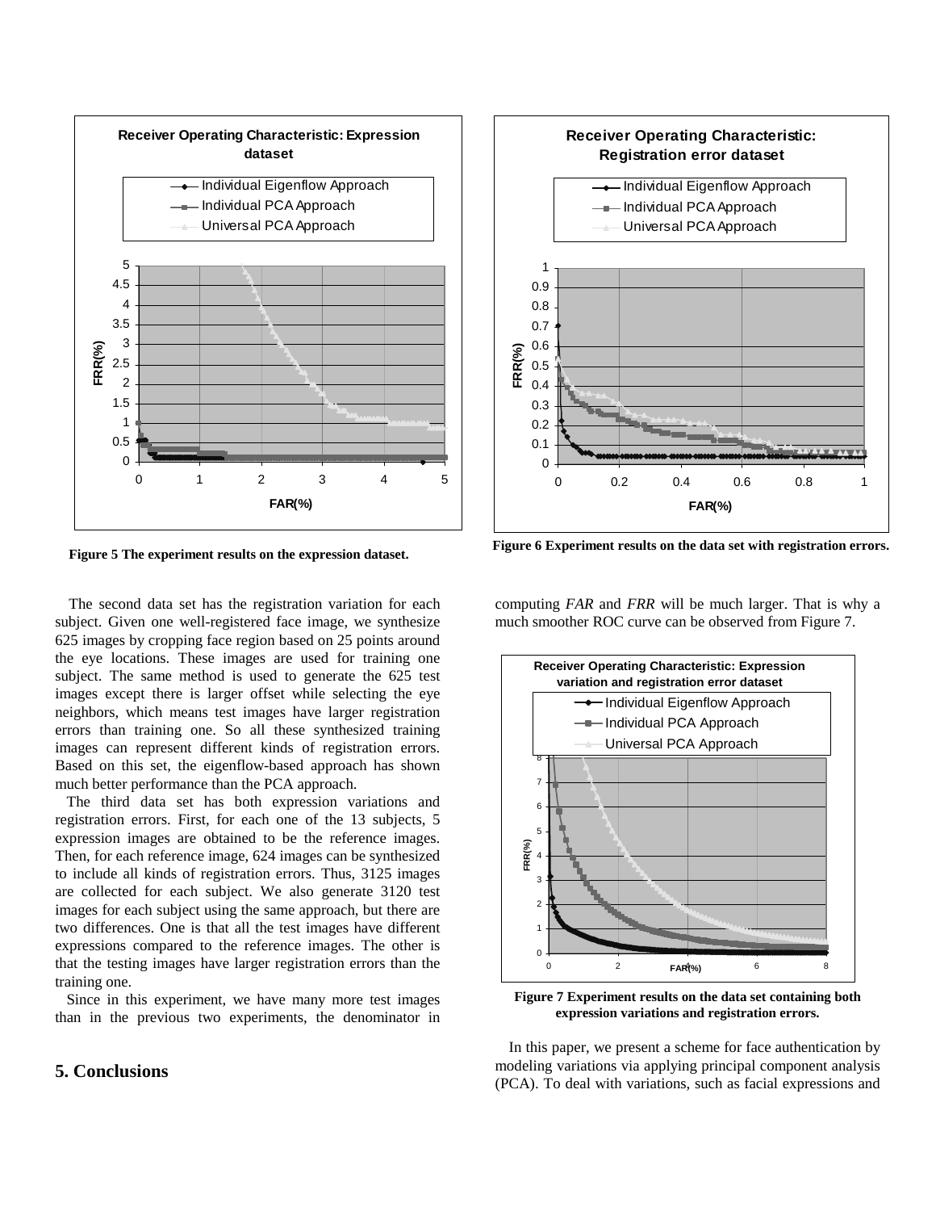Figure 5 The experiment results on the expression dataset.

Figure 6 Experiment results on the data set with registration errors.

The second data set has the registration variation for each subject. Given one well-registered face image, we synthesize 625 images by cropping face region based on 25 points around the eye locations. These images are used for training one subject. The same method is used to generate the 625 test images except there is larger offset while selecting the eye neighbors, which means test images have larger registration errors than training one. So all these synthesized training images can represent different kinds of registration errors. Based on this set, the eigenflow-based approach has shown much better performance than the PCA approach.

The third data set has both expression variations and registration errors. First, for each one of the 13 subjects, 5 expression images are obtained to be the reference images. Then, for each reference image, 624 images can be synthesized to include all kinds of registration errors. Thus, 3125 images are collected for each subject. We also generate 3120 test images for each subject using the same approach, but there are two differences. One is that all the test images have different expressions compared to the reference images. The other is that the testing images have larger registration errors than the training one.

Since in this experiment, we have many more test images than in the previous two experiments, the denominator in computing *FAR* and *FRR* will be much larger. That is why a much smoother ROC curve can be observed from Figure 7.

Figure 7 Experiment results on the data set containing both expression variations and registration errors.

## 5. Conclusions

In this paper, we present a scheme for face authentication by modeling variations via applying principal component analysis (PCA). To deal with variations, such as facial expressions and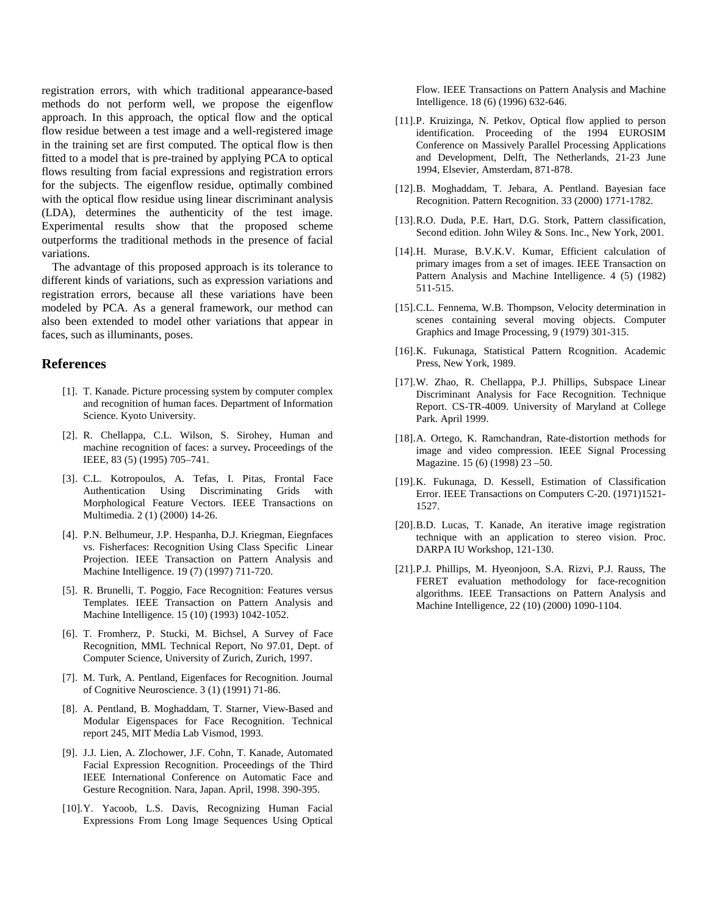registration errors, with which traditional appearance-based methods do not perform well, we propose the eigenflow approach. In this approach, the optical flow and the optical flow residue between a test image and a well-registered image in the training set are first computed. The optical flow is then fitted to a model that is pre-trained by applying PCA to optical flows resulting from facial expressions and registration errors for the subjects. The eigenflow residue, optimally combined with the optical flow residue using linear discriminant analysis (LDA), determines the authenticity of the test image. Experimental results show that the proposed scheme outperforms the traditional methods in the presence of facial variations.

The advantage of this proposed approach is its tolerance to different kinds of variations, such as expression variations and registration errors, because all these variations have been modeled by PCA. As a general framework, our method can also been extended to model other variations that appear in faces, such as illuminants, poses.

## References

[1]. T. Kanade. Picture processing system by computer complex and recognition of human faces. Department of Information Science. Kyoto University.

[2]. R. Chellappa, C.L. Wilson, S. Sirohey, Human and machine recognition of faces: a survey. Proceedings of the IEEE, 83 (5) (1995) 705–741.

[3]. C.L. Kotropoulos, A. Tefas, I. Pitas, Frontal Face Authentication Using Discriminating Grids with Morphological Feature Vectors. IEEE Transactions on Multimedia. 2 (1) (2000) 14-26.

[4]. P.N. Belhumeur, J.P. Hespanha, D.J. Kriegman, Eiegnfaces vs. Fisherfaces: Recognition Using Class Specific Linear Projection. IEEE Transaction on Pattern Analysis and Machine Intelligence. 19 (7) (1997) 711-720.

[5]. R. Brunelli, T. Poggio, Face Recognition: Features versus Templates. IEEE Transaction on Pattern Analysis and Machine Intelligence. 15 (10) (1993) 1042-1052.

[6]. T. Fromherz, P. Stucki, M. Bichsel, A Survey of Face Recognition, MML Technical Report, No 97.01, Dept. of Computer Science, University of Zurich, Zurich, 1997.

[7]. M. Turk, A. Pentland, Eigenfaces for Recognition. Journal of Cognitive Neuroscience. 3 (1) (1991) 71-86.

[8]. A. Pentland, B. Moghaddam, T. Starner, View-Based and Modular Eigenspaces for Face Recognition. Technical report 245, MIT Media Lab Vismod, 1993.

[9]. J.J. Lien, A. Zlochower, J.F. Cohn, T. Kanade, Automated Facial Expression Recognition. Proceedings of the Third IEEE International Conference on Automatic Face and Gesture Recognition. Nara, Japan. April, 1998. 390-395.

[10]. Y. Yacoob, L.S. Davis, Recognizing Human Facial Expressions From Long Image Sequences Using Optical Flow. IEEE Transactions on Pattern Analysis and Machine Intelligence. 18 (6) (1996) 632-646.

[11]. P. Kruizinga, N. Petkov, Optical flow applied to person identification. Proceeding of the 1994 EUROSIM Conference on Massively Parallel Processing Applications and Development, Delft, The Netherlands, 21-23 June 1994, Elsevier, Amsterdam, 871-878.

[12]. B. Moghaddam, T. Jebara, A. Pentland. Bayesian face Recognition. Pattern Recognition. 33 (2000) 1771-1782.

[13]. R.O. Duda, P.E. Hart, D.G. Stork, Pattern classification, Second edition. John Wiley & Sons. Inc., New York, 2001.

[14]. H. Murase, B.V.K.V. Kumar, Efficient calculation of primary images from a set of images. IEEE Transaction on Pattern Analysis and Machine Intelligence. 4 (5) (1982) 511-515.

[15]. C.L. Fennema, W.B. Thompson, Velocity determination in scenes containing several moving objects. Computer Graphics and Image Processing, 9 (1979) 301-315.

[16]. K. Fukunaga, Statistical Pattern Rcognition. Academic Press, New York, 1989.

[17]. W. Zhao, R. Chellappa, P.J. Phillips, Subspace Linear Discriminant Analysis for Face Recognition. Technique Report. CS-TR-4009. University of Maryland at College Park. April 1999.

[18]. A. Ortego, K. Ramchandran, Rate-distortion methods for image and video compression. IEEE Signal Processing Magazine. 15 (6) (1998) 23 –50.

[19]. K. Fukunaga, D. Kessell, Estimation of Classification Error. IEEE Transactions on Computers C-20. (1971)1521-1527.

[20]. B.D. Lucas, T. Kanade, An iterative image registration technique with an application to stereo vision. Proc. DARPA IU Workshop, 121-130.

[21]. P.J. Phillips, M. Hyeonjoon, S.A. Rizvi, P.J. Rauss, The FERET evaluation methodology for face-recognition algorithms. IEEE Transactions on Pattern Analysis and Machine Intelligence, 22 (10) (2000) 1090-1104.